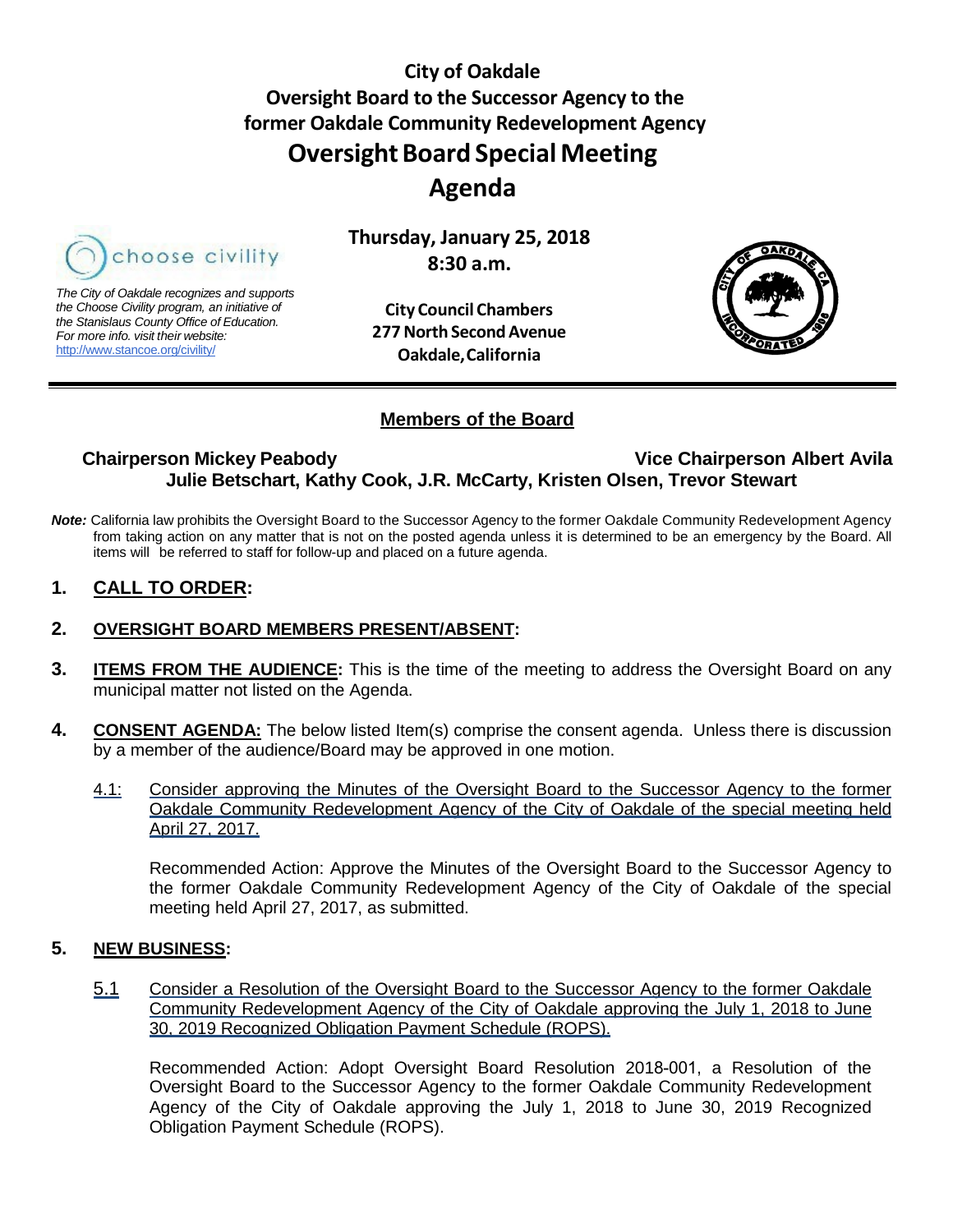# City of Oakdale
## Oversight Board to the Successor Agency to the former Oakdale Community Redevelopment Agency
# Oversight Board Special Meeting
# Agenda

choose civility

*The City of Oakdale recognizes and supports the Choose Civility program, an initiative of the Stanislaus County Office of Education. For more info. visit their website:* http://www.stancoe.org/civility/

**Thursday, January 25, 2018**
**8:30 a.m.**

**City Council Chambers**
**277 North Second Avenue**
**Oakdale, California**

---

## Members of the Board

**Chairperson Mickey Peabody** **Vice Chairperson Albert Avila**
**Julie Betschart, Kathy Cook, J.R. McCarty, Kristen Olsen, Trevor Stewart**

***Note:*** California law prohibits the Oversight Board to the Successor Agency to the former Oakdale Community Redevelopment Agency from taking action on any matter that is not on the posted agenda unless it is determined to be an emergency by the Board. All items will be referred to staff for follow-up and placed on a future agenda.

**1. CALL TO ORDER:**

**2. OVERSIGHT BOARD MEMBERS PRESENT/ABSENT:**

**3. ITEMS FROM THE AUDIENCE:** This is the time of the meeting to address the Oversight Board on any municipal matter not listed on the Agenda.

**4. CONSENT AGENDA:** The below listed Item(s) comprise the consent agenda. Unless there is discussion by a member of the audience/Board may be approved in one motion.

4.1: Consider approving the Minutes of the Oversight Board to the Successor Agency to the former Oakdale Community Redevelopment Agency of the City of Oakdale of the special meeting held April 27, 2017.

Recommended Action: Approve the Minutes of the Oversight Board to the Successor Agency to the former Oakdale Community Redevelopment Agency of the City of Oakdale of the special meeting held April 27, 2017, as submitted.

**5. NEW BUSINESS:**

5.1 Consider a Resolution of the Oversight Board to the Successor Agency to the former Oakdale Community Redevelopment Agency of the City of Oakdale approving the July 1, 2018 to June 30, 2019 Recognized Obligation Payment Schedule (ROPS).

Recommended Action: Adopt Oversight Board Resolution 2018-001, a Resolution of the Oversight Board to the Successor Agency to the former Oakdale Community Redevelopment Agency of the City of Oakdale approving the July 1, 2018 to June 30, 2019 Recognized Obligation Payment Schedule (ROPS).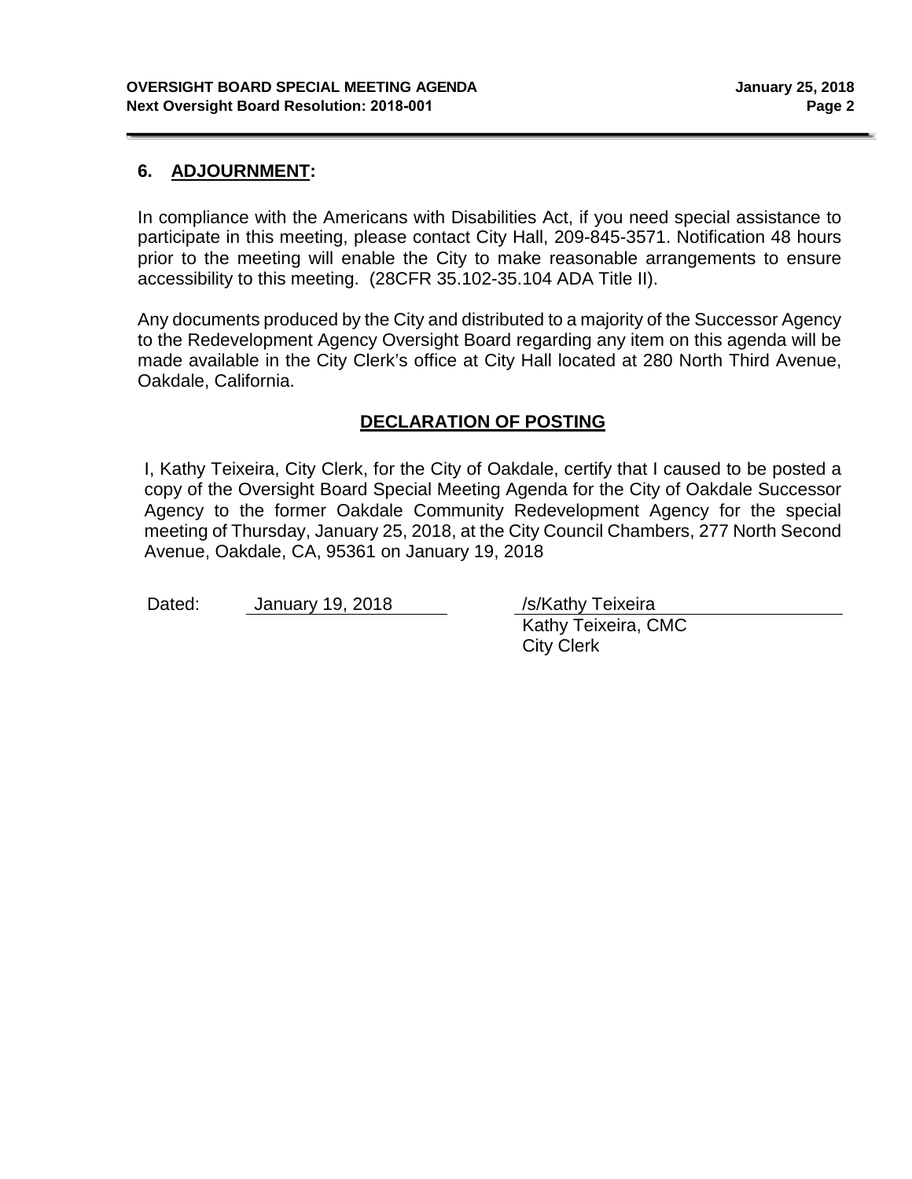## 6. **ADJOURNMENT:**

In compliance with the Americans with Disabilities Act, if you need special assistance to participate in this meeting, please contact City Hall, 209-845-3571. Notification 48 hours prior to the meeting will enable the City to make reasonable arrangements to ensure accessibility to this meeting. (28CFR 35.102-35.104 ADA Title II).

Any documents produced by the City and distributed to a majority of the Successor Agency to the Redevelopment Agency Oversight Board regarding any item on this agenda will be made available in the City Clerk's office at City Hall located at 280 North Third Avenue, Oakdale, California.

### DECLARATION OF POSTING

I, Kathy Teixeira, City Clerk, for the City of Oakdale, certify that I caused to be posted a copy of the Oversight Board Special Meeting Agenda for the City of Oakdale Successor Agency to the former Oakdale Community Redevelopment Agency for the special meeting of Thursday, January 25, 2018, at the City Council Chambers, 277 North Second Avenue, Oakdale, CA, 95361 on January 19, 2018

Dated: January 19, 2018

/s/Kathy Teixeira
Kathy Teixeira, CMC
City Clerk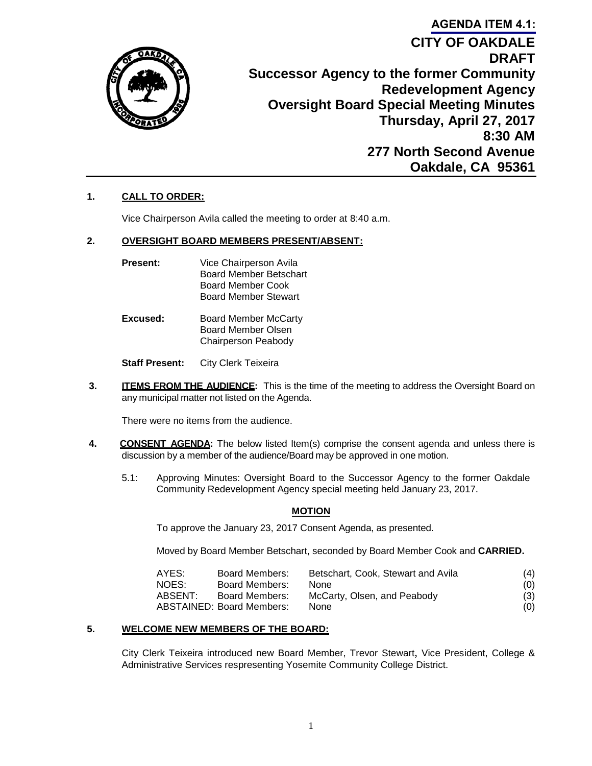**AGENDA ITEM 4.1:**

# CITY OF OAKDALE
# DRAFT
## Successor Agency to the former Community Redevelopment Agency
## Oversight Board Special Meeting Minutes
## Thursday, April 27, 2017
## 8:30 AM
## 277 North Second Avenue
## Oakdale, CA 95361

**1. CALL TO ORDER:**

Vice Chairperson Avila called the meeting to order at 8:40 a.m.

**2. OVERSIGHT BOARD MEMBERS PRESENT/ABSENT:**

**Present:** Vice Chairperson Avila
Board Member Betschart
Board Member Cook
Board Member Stewart

**Excused:** Board Member McCarty
Board Member Olsen
Chairperson Peabody

**Staff Present:** City Clerk Teixeira

**3. ITEMS FROM THE AUDIENCE:** This is the time of the meeting to address the Oversight Board on any municipal matter not listed on the Agenda.

There were no items from the audience.

**4. CONSENT AGENDA:** The below listed Item(s) comprise the consent agenda and unless there is discussion by a member of the audience/Board may be approved in one motion.

5.1: Approving Minutes: Oversight Board to the Successor Agency to the former Oakdale Community Redevelopment Agency special meeting held January 23, 2017.

**MOTION**

To approve the January 23, 2017 Consent Agenda, as presented.

Moved by Board Member Betschart, seconded by Board Member Cook and **CARRIED.**

| | | | |
|---|---|---|---|
| AYES: | Board Members: | Betschart, Cook, Stewart and Avila | (4) |
| NOES: | Board Members: | None | (0) |
| ABSENT: | Board Members: | McCarty, Olsen, and Peabody | (3) |
| ABSTAINED: | Board Members: | None | (0) |

**5. WELCOME NEW MEMBERS OF THE BOARD:**

City Clerk Teixeira introduced new Board Member, Trevor Stewart**,** Vice President, College & Administrative Services respresenting Yosemite Community College District.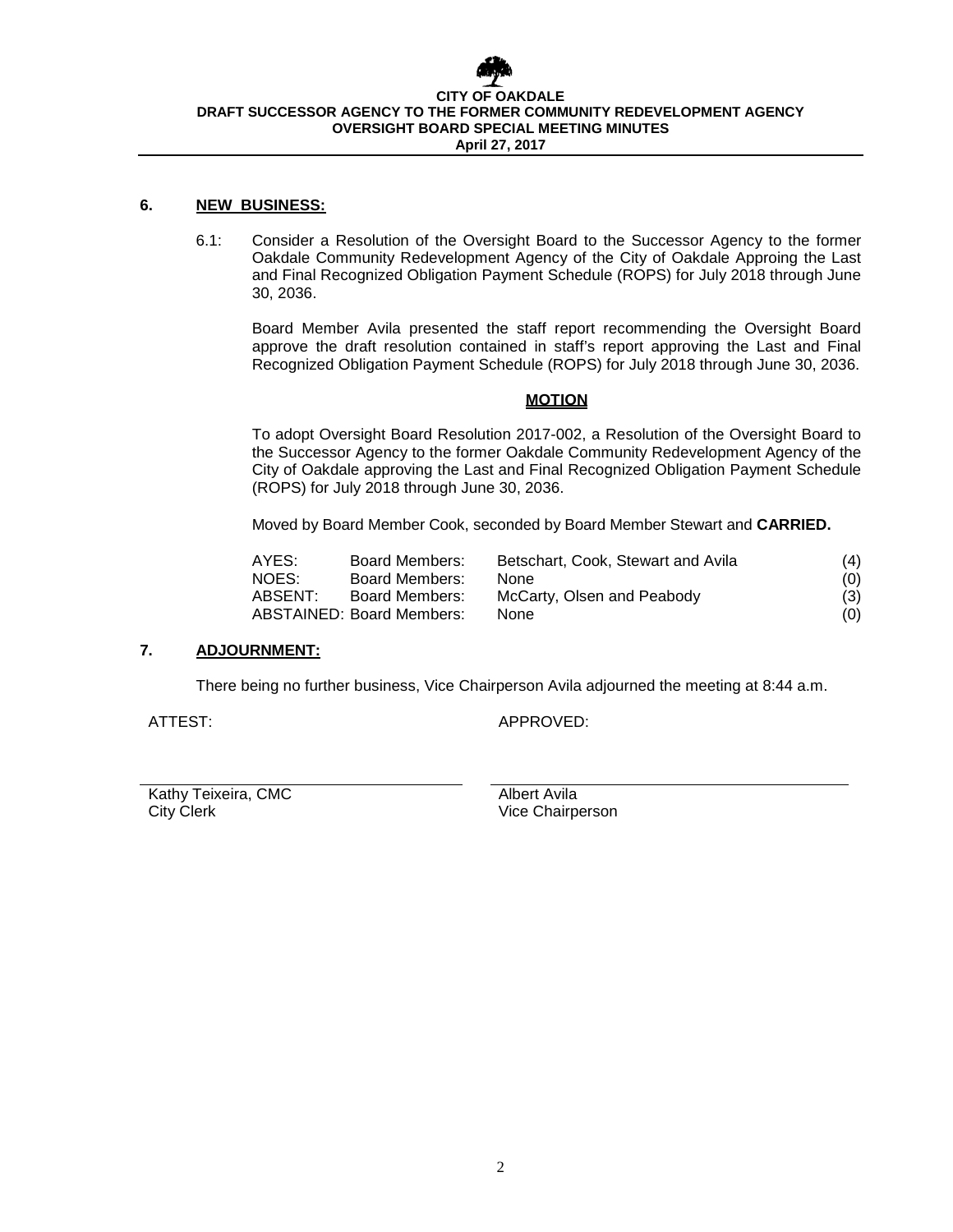## 6. NEW BUSINESS:

6.1: Consider a Resolution of the Oversight Board to the Successor Agency to the former Oakdale Community Redevelopment Agency of the City of Oakdale Approing the Last and Final Recognized Obligation Payment Schedule (ROPS) for July 2018 through June 30, 2036.

Board Member Avila presented the staff report recommending the Oversight Board approve the draft resolution contained in staff's report approving the Last and Final Recognized Obligation Payment Schedule (ROPS) for July 2018 through June 30, 2036.

**MOTION**

To adopt Oversight Board Resolution 2017-002, a Resolution of the Oversight Board to the Successor Agency to the former Oakdale Community Redevelopment Agency of the City of Oakdale approving the Last and Final Recognized Obligation Payment Schedule (ROPS) for July 2018 through June 30, 2036.

Moved by Board Member Cook, seconded by Board Member Stewart and **CARRIED.**

| | | | |
|---|---|---|---|
| AYES: | Board Members: | Betschart, Cook, Stewart and Avila | (4) |
| NOES: | Board Members: | None | (0) |
| ABSENT: | Board Members: | McCarty, Olsen and Peabody | (3) |
| ABSTAINED: | Board Members: | None | (0) |

## 7. ADJOURNMENT:

There being no further business, Vice Chairperson Avila adjourned the meeting at 8:44 a.m.

ATTEST: APPROVED:

Kathy Teixeira, CMC
City Clerk

Albert Avila
Vice Chairperson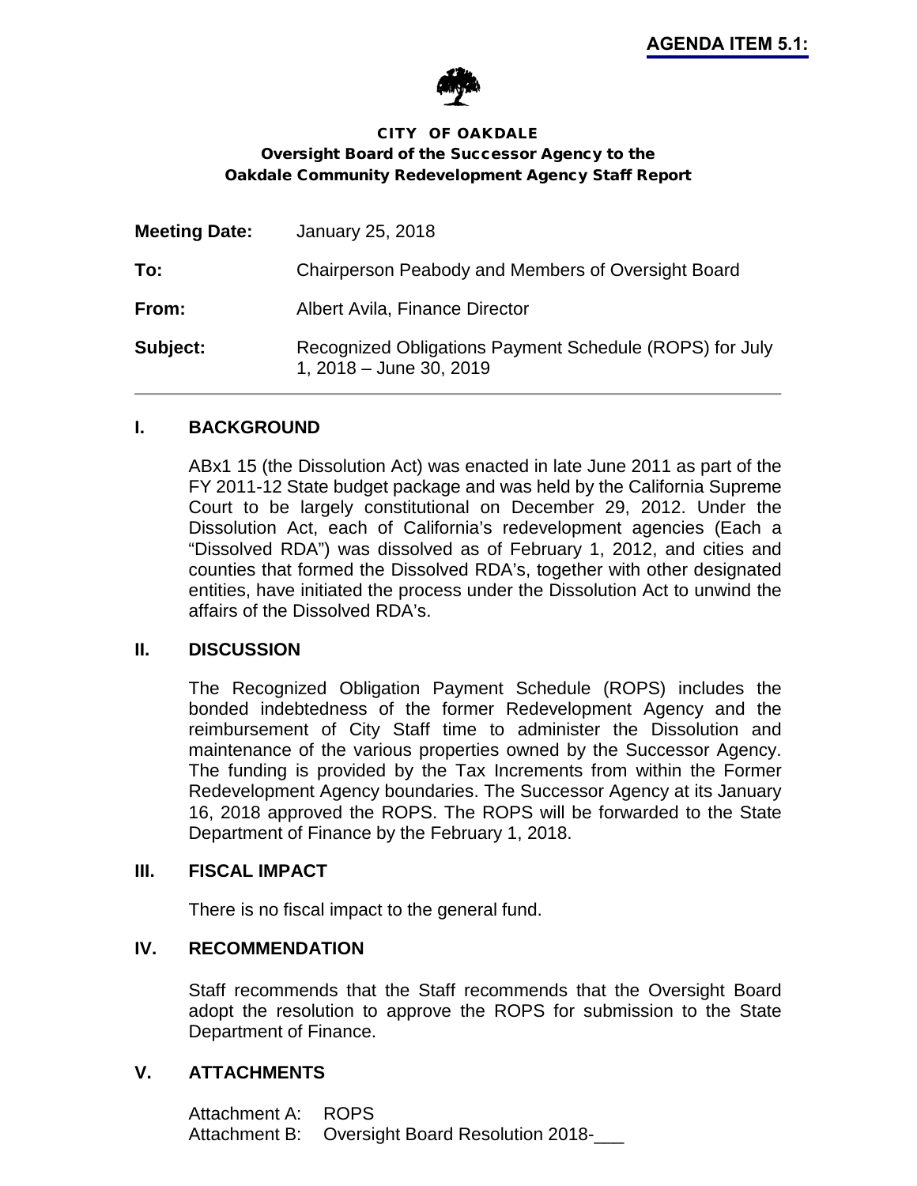**AGENDA ITEM 5.1:**

CITY OF OAKDALE
Oversight Board of the Successor Agency to the
Oakdale Community Redevelopment Agency Staff Report

| | |
|---|---|
| **Meeting Date:** | January 25, 2018 |
| **To:** | Chairperson Peabody and Members of Oversight Board |
| **From:** | Albert Avila, Finance Director |
| **Subject:** | Recognized Obligations Payment Schedule (ROPS) for July 1, 2018 – June 30, 2019 |

## I. BACKGROUND

ABx1 15 (the Dissolution Act) was enacted in late June 2011 as part of the FY 2011-12 State budget package and was held by the California Supreme Court to be largely constitutional on December 29, 2012. Under the Dissolution Act, each of California's redevelopment agencies (Each a "Dissolved RDA") was dissolved as of February 1, 2012, and cities and counties that formed the Dissolved RDA's, together with other designated entities, have initiated the process under the Dissolution Act to unwind the affairs of the Dissolved RDA's.

## II. DISCUSSION

The Recognized Obligation Payment Schedule (ROPS) includes the bonded indebtedness of the former Redevelopment Agency and the reimbursement of City Staff time to administer the Dissolution and maintenance of the various properties owned by the Successor Agency. The funding is provided by the Tax Increments from within the Former Redevelopment Agency boundaries. The Successor Agency at its January 16, 2018 approved the ROPS. The ROPS will be forwarded to the State Department of Finance by the February 1, 2018.

## III. FISCAL IMPACT

There is no fiscal impact to the general fund.

## IV. RECOMMENDATION

Staff recommends that the Staff recommends that the Oversight Board adopt the resolution to approve the ROPS for submission to the State Department of Finance.

## V. ATTACHMENTS

Attachment A: ROPS
Attachment B: Oversight Board Resolution 2018-___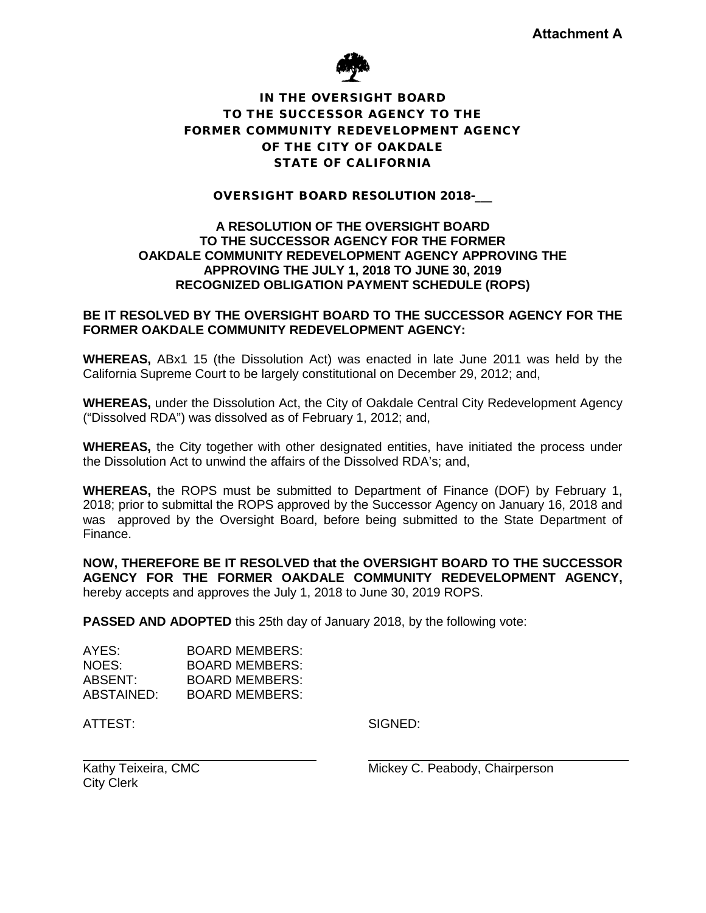**Attachment A**

# IN THE OVERSIGHT BOARD TO THE SUCCESSOR AGENCY TO THE FORMER COMMUNITY REDEVELOPMENT AGENCY OF THE CITY OF OAKDALE STATE OF CALIFORNIA

## OVERSIGHT BOARD RESOLUTION 2018-__

### A RESOLUTION OF THE OVERSIGHT BOARD TO THE SUCCESSOR AGENCY FOR THE FORMER OAKDALE COMMUNITY REDEVELOPMENT AGENCY APPROVING THE APPROVING THE JULY 1, 2018 TO JUNE 30, 2019 RECOGNIZED OBLIGATION PAYMENT SCHEDULE (ROPS)

**BE IT RESOLVED BY THE OVERSIGHT BOARD TO THE SUCCESSOR AGENCY FOR THE FORMER OAKDALE COMMUNITY REDEVELOPMENT AGENCY:**

**WHEREAS,** ABx1 15 (the Dissolution Act) was enacted in late June 2011 was held by the California Supreme Court to be largely constitutional on December 29, 2012; and,

**WHEREAS,** under the Dissolution Act, the City of Oakdale Central City Redevelopment Agency ("Dissolved RDA") was dissolved as of February 1, 2012; and,

**WHEREAS,** the City together with other designated entities, have initiated the process under the Dissolution Act to unwind the affairs of the Dissolved RDA's; and,

**WHEREAS,** the ROPS must be submitted to Department of Finance (DOF) by February 1, 2018; prior to submittal the ROPS approved by the Successor Agency on January 16, 2018 and was approved by the Oversight Board, before being submitted to the State Department of Finance.

**NOW, THEREFORE BE IT RESOLVED that the OVERSIGHT BOARD TO THE SUCCESSOR AGENCY FOR THE FORMER OAKDALE COMMUNITY REDEVELOPMENT AGENCY,** hereby accepts and approves the July 1, 2018 to June 30, 2019 ROPS.

**PASSED AND ADOPTED** this 25th day of January 2018, by the following vote:

AYES: BOARD MEMBERS:
NOES: BOARD MEMBERS:
ABSENT: BOARD MEMBERS:
ABSTAINED: BOARD MEMBERS:

ATTEST: SIGNED:

Kathy Teixeira, CMC
City Clerk

Mickey C. Peabody, Chairperson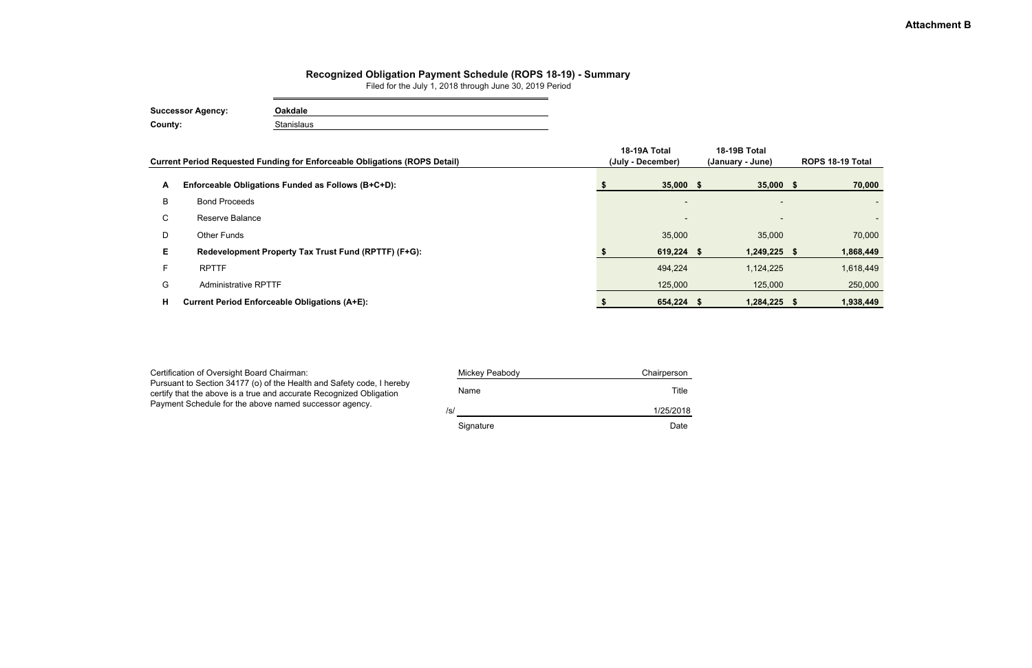**Attachment B**

# Recognized Obligation Payment Schedule (ROPS 18-19) - Summary

Filed for the July 1, 2018 through June 30, 2019 Period

**Successor Agency:** **Oakdale**
**County:** Stanislaus

| | Current Period Requested Funding for Enforceable Obligations (ROPS Detail) | 18-19A Total (July - December) | 18-19B Total (January - June) | ROPS 18-19 Total |
|---|---|---|---|---|
| **A** | **Enforceable Obligations Funded as Follows (B+C+D):** | **$ 35,000** | **$ 35,000** | **$ 70,000** |
| B | Bond Proceeds | - | - | - |
| C | Reserve Balance | - | - | - |
| D | Other Funds | 35,000 | 35,000 | 70,000 |
| **E** | **Redevelopment Property Tax Trust Fund (RPTTF) (F+G):** | **$ 619,224** | **$ 1,249,225** | **$ 1,868,449** |
| F | RPTTF | 494,224 | 1,124,225 | 1,618,449 |
| G | Administrative RPTTF | 125,000 | 125,000 | 250,000 |
| **H** | **Current Period Enforceable Obligations (A+E):** | **$ 654,224** | **$ 1,284,225** | **$ 1,938,449** |

Certification of Oversight Board Chairman:
Pursuant to Section 34177 (o) of the Health and Safety code, I hereby certify that the above is a true and accurate Recognized Obligation Payment Schedule for the above named successor agency.

| Mickey Peabody | Chairperson |
|---|---|
| Name | Title |
| /s/ | 1/25/2018 |
| Signature | Date |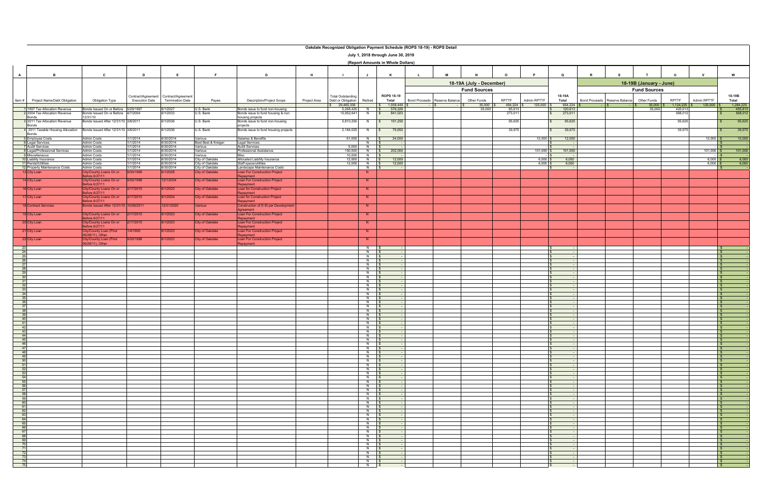# Oakdale Recognized Obligation Payment Schedule (ROPS 18-19) - ROPS Detail

## July 1, 2018 through June 30, 2019

### (Report Amounts in Whole Dollars)

| A | B | C | D | E | F | G | H | I | J | K | L | M | N | O | P | Q | R | S | T | U | V | W |
|---|---|---|---|---|---|---|---|---|---|---|---|---|---|---|---|---|---|---|---|---|---|---|
| | | | | | | | | | | | 18-19A (July - December) | | | | | | 18-19B (January - June) | | | | | |
| | | | | | | | | | | | Fund Sources | | | | | | Fund Sources | | | | | |
| Item # | Project Name/Debt Obligation | Obligation Type | Contract/Agreement Execution Date | Contract/Agreement Termination Date | Payee | Description/Project Scope | Project Area | Total Outstanding Debt or Obligation | Retired | ROPS 18-19 Total | Bond Proceeds | Reserve Balance | Other Funds | RPTTF | Admin RPTTF | 18-19A Total | Bond Proceeds | Reserve Balance | Other Funds | RPTTF | Admin RPTTF | 18-19B Total |
| | | | | | | | | $ 29,465,336 | | $ 1,938,449 | $ - | $ - | $ 35,000 | $ 494,224 | $ 125,000 | $ 654,224 | $ - | $ - | $ 35,000 | $ 1,124,225 | $ 125,000 | $ 1,284,225 |
| 1 | 1997 Tax Allocation Revenue | Bonds Issued On or Before 12/31/10 | 5/29/1997 | 6/1/2027 | U.S. Bank | Bonds issue to fund non-housing | | 5,268,420 | N | $ 576,226 | | | 35,000 | 85,613 | | $ 120,613 | | | 35,000 | 420,613 | | $ 455,613 |
| 2 | 2004 Tax Allocation Revenue Bonds | Bonds Issued On or Before 12/31/10 | 4/7/2004 | 6/1/2033 | U.S. Bank | Bonds issue to fund housing & non housing projects | | 15,952,641 | N | $ 841,023 | | | | 273,011 | | $ 273,011 | | | | 568,012 | | $ 568,012 |
| 3 | 2011 Tax Allocation Revenue Bonds | Bonds Issued After 12/31/10 | 5/8/2011 | 6/1/2036 | U.S. Bank | Bonds issue to fund non-housing projects | | 5,810,250 | N | $ 191,250 | | | | 95,625 | | $ 95,625 | | | | 95,625 | | $ 95,625 |
| 4 | 2011 Taxable Housing Allocation Bonds | Bonds Issued After 12/31/10 | 5/8/2011 | 6/1/2036 | U.S. Bank | Bonds issue to fund housing projects | | 2,184,025 | N | $ 79,950 | | | | 39,975 | | $ 39,975 | | | | 39,975 | | $ 39,975 |
| 5 | Employee Costs | Admin Costs | 1/1/2014 | 6/30/2014 | Various | Salaries & Benefits | | 61,000 | N | $ 24,000 | | | | | 12,000 | $ 12,000 | | | | | 12,000 | $ 12,000 |
| 6 | Legal Services | Admin Costs | 1/1/2014 | 6/30/2014 | Best Best & Kreiger | Legal Services | | | N | $ - | | | | | | $ - | | | | | | $ - |
| 7 | Audit Services | Admin Costs | 1/1/2014 | 6/30/2014 | Various | Audit Services | | 5,000 | N | $ - | | | | | - | $ - | | | | | - | $ - |
| 8 | Legal/Professional Services | Admin Costs | 1/1/2014 | 6/30/2014 | Various | Professional Assistance | | 150,000 | N | $ 202,000 | | | | | 101,000 | $ 101,000 | | | | | 101,000 | $ 101,000 |
| 9 | Miscellaneous | Admin Costs | 1/1/2014 | 6/30/2014 | Various | Misc | | 10,000 | N | $ - | | | | | - | $ - | | | | | - | $ - |
| 10 | Liability Insurance | Admin Costs | 1/1/2014 | 6/30/2014 | City of Oakdale | Allocated Liability Insurance | | 12,000 | N | $ 12,000 | | | | | 6,000 | $ 6,000 | | | | | 6,000 | $ 6,000 |
| 11 | Rental/Utilities | Admin Costs | 1/1/2014 | 6/30/2014 | City of Oakdale | Staff space/utilities | | 12,000 | N | $ 12,000 | | | | | 6,000 | $ 6,000 | | | | | 6,000 | $ 6,000 |
| 12 | Property Maintenance Costs | Admin Costs | 1/1/2014 | 6/30/2014 | City of Oakdale | Landscape Maintenance Costs | | | N | $ - | | | | | | $ - | | | | | | $ - |
| 13 | City Loan | City/County Loans On or Before 6/27/11 | 9/30/1998 | 6/1/2028 | City of Oakdale | Loan For Construction Project Repayment | | | N | | | | | | | | | | | | | |
| 14 | City Loan | City/County Loans On or Before 6/27/11 | 9/30/1998 | 12/1/2034 | City of Oakdale | Loan For Construction Project Repayment | | | N | | | | | | | | | | | | | |
| 16 | City Loan | City/County Loans On or Before 6/27/11 | 2/17/2015 | 6/1/2023 | City of Oakdale | Loan for Construction Project Repayment | | | N | | | | | | | | | | | | | |
| 17 | City Loan | City/County Loans On or Before 6/27/11 | 2/17/2015 | 9/1/2024 | City of Oakdale | Loan for Construction Project Repayment | | | N | | | | | | | | | | | | | |
| 18 | Contract Services | Bonds Issued After 12/31/10 | 10/26/2011 | 12/31/2020 | Various | Construction of D St per Development Agreement | | | N | | | | | | | | | | | | | |
| 19 | City Loan | City/County Loans On or Before 6/27/11 | 2/17/2015 | 6/1/2023 | City of Oakdale | Loan For Construction Project Repayment | | | N | | | | | | | | | | | | | |
| 20 | City Loan | City/County Loans On or Before 6/27/11 | 2/17/2015 | 6/1/2023 | City of Oakdale | Loan For Construction Project Repayment | | | N | | | | | | | | | | | | | |
| 21 | City Loan | City/County Loan (Prior 06/28/11), Other | 1/4/1900 | 6/1/2023 | City of Oakdale | Loan For Construction Project Repayment | | | N | | | | | | | | | | | | | |
| 22 | City Loan | City/County Loan (Prior 06/28/11), Other | 9/30/1998 | 6/1/2023 | City of Oakdale | Loan For Construction Project Repayment | | | N | | | | | | | | | | | | | |
| 23 | | | | | | | | | N | $ - | | | | | | $ - | | | | | | $ - |
| 24 | | | | | | | | | N | $ - | | | | | | $ - | | | | | | $ - |
| 25 | | | | | | | | | N | $ - | | | | | | $ - | | | | | | $ - |
| 26 | | | | | | | | | N | $ - | | | | | | $ - | | | | | | $ - |
| 27 | | | | | | | | | N | $ - | | | | | | $ - | | | | | | $ - |
| 28 | | | | | | | | | N | $ - | | | | | | $ - | | | | | | $ - |
| 29 | | | | | | | | | N | $ - | | | | | | $ - | | | | | | $ - |
| 30 | | | | | | | | | N | $ - | | | | | | $ - | | | | | | $ - |
| 31 | | | | | | | | | N | $ - | | | | | | $ - | | | | | | $ - |
| 32 | | | | | | | | | N | $ - | | | | | | $ - | | | | | | $ - |
| 33 | | | | | | | | | N | $ - | | | | | | $ - | | | | | | $ - |
| 34 | | | | | | | | | N | $ - | | | | | | $ - | | | | | | $ - |
| 35 | | | | | | | | | N | $ - | | | | | | $ - | | | | | | $ - |
| 36 | | | | | | | | | N | $ - | | | | | | $ - | | | | | | $ - |
| 37 | | | | | | | | | N | $ - | | | | | | $ - | | | | | | $ - |
| 38 | | | | | | | | | N | $ - | | | | | | $ - | | | | | | $ - |
| 39 | | | | | | | | | N | $ - | | | | | | $ - | | | | | | $ - |
| 40 | | | | | | | | | N | $ - | | | | | | $ - | | | | | | $ - |
| 41 | | | | | | | | | N | $ - | | | | | | $ - | | | | | | $ - |
| 42 | | | | | | | | | N | $ - | | | | | | $ - | | | | | | $ - |
| 43 | | | | | | | | | N | $ - | | | | | | $ - | | | | | | $ - |
| 44 | | | | | | | | | N | $ - | | | | | | $ - | | | | | | $ - |
| 45 | | | | | | | | | N | $ - | | | | | | $ - | | | | | | $ - |
| 46 | | | | | | | | | N | $ - | | | | | | $ - | | | | | | $ - |
| 47 | | | | | | | | | N | $ - | | | | | | $ - | | | | | | $ - |
| 48 | | | | | | | | | N | $ - | | | | | | $ - | | | | | | $ - |
| 49 | | | | | | | | | N | $ - | | | | | | $ - | | | | | | $ - |
| 50 | | | | | | | | | N | $ - | | | | | | $ - | | | | | | $ - |
| 51 | | | | | | | | | N | $ - | | | | | | $ - | | | | | | $ - |
| 52 | | | | | | | | | N | $ - | | | | | | $ - | | | | | | $ - |
| 53 | | | | | | | | | N | $ - | | | | | | $ - | | | | | | $ - |
| 54 | | | | | | | | | N | $ - | | | | | | $ - | | | | | | $ - |
| 55 | | | | | | | | | N | $ - | | | | | | $ - | | | | | | $ - |
| 56 | | | | | | | | | N | $ - | | | | | | $ - | | | | | | $ - |
| 57 | | | | | | | | | N | $ - | | | | | | $ - | | | | | | $ - |
| 58 | | | | | | | | | N | $ - | | | | | | $ - | | | | | | $ - |
| 59 | | | | | | | | | N | $ - | | | | | | $ - | | | | | | $ - |
| 60 | | | | | | | | | N | $ - | | | | | | $ - | | | | | | $ - |
| 61 | | | | | | | | | N | $ - | | | | | | $ - | | | | | | $ - |
| 62 | | | | | | | | | N | $ - | | | | | | $ - | | | | | | $ - |
| 63 | | | | | | | | | N | $ - | | | | | | $ - | | | | | | $ - |
| 64 | | | | | | | | | N | $ - | | | | | | $ - | | | | | | $ - |
| 65 | | | | | | | | | N | $ - | | | | | | $ - | | | | | | $ - |
| 66 | | | | | | | | | N | $ - | | | | | | $ - | | | | | | $ - |
| 67 | | | | | | | | | N | $ - | | | | | | $ - | | | | | | $ - |
| 68 | | | | | | | | | N | $ - | | | | | | $ - | | | | | | $ - |
| 69 | | | | | | | | | N | $ - | | | | | | $ - | | | | | | $ - |
| 70 | | | | | | | | | N | $ - | | | | | | $ - | | | | | | $ - |
| 71 | | | | | | | | | N | $ - | | | | | | $ - | | | | | | $ - |
| 72 | | | | | | | | | N | $ - | | | | | | $ - | | | | | | $ - |
| 73 | | | | | | | | | N | $ - | | | | | | $ - | | | | | | $ - |
| 74 | | | | | | | | | N | $ - | | | | | | $ - | | | | | | $ - |
| 75 | | | | | | | | | N | $ - | | | | | | $ - | | | | | | $ - |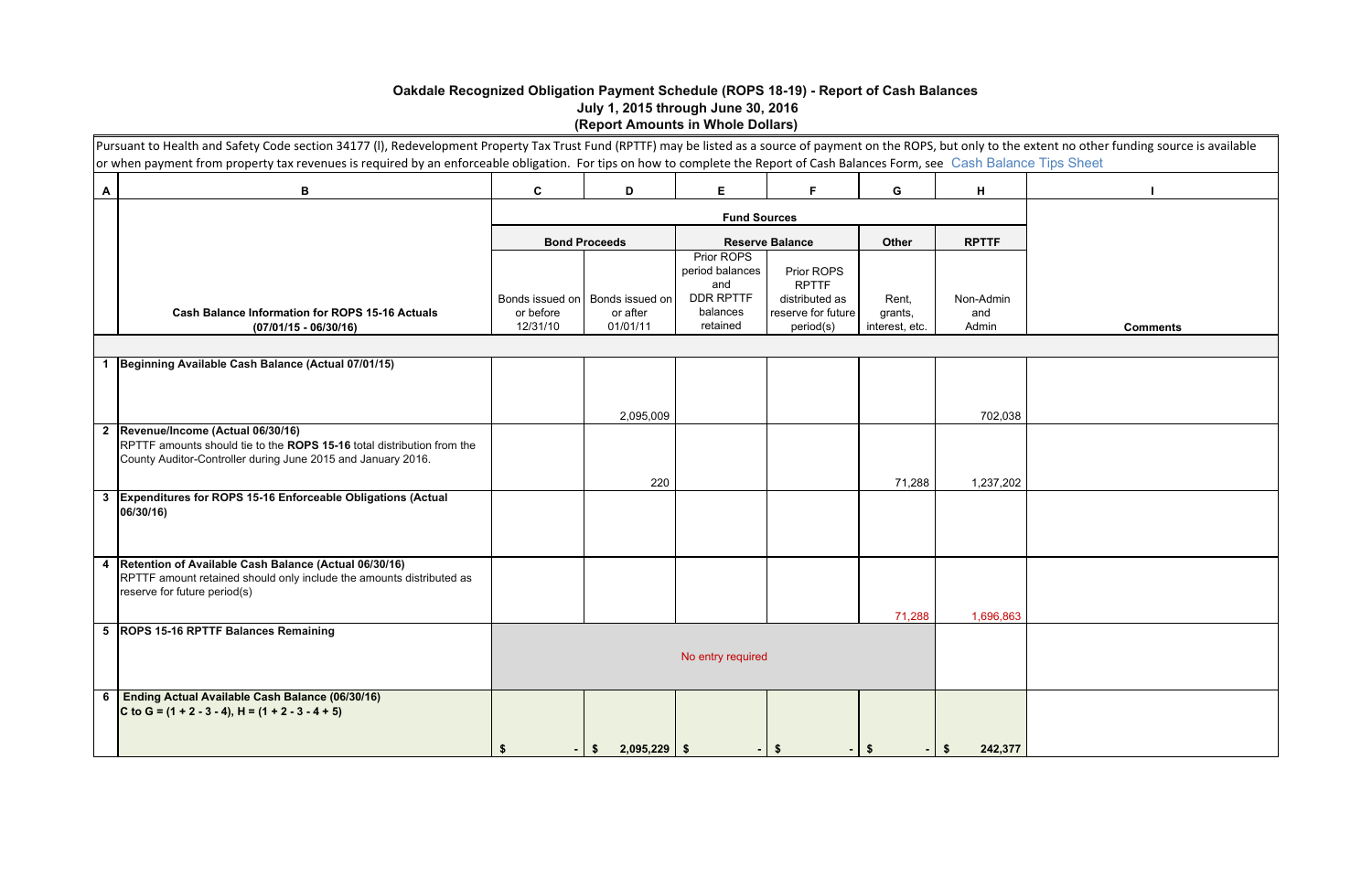# Oakdale Recognized Obligation Payment Schedule (ROPS 18-19) - Report of Cash Balances

**July 1, 2015 through June 30, 2016**

**(Report Amounts in Whole Dollars)**

Pursuant to Health and Safety Code section 34177 (l), Redevelopment Property Tax Trust Fund (RPTTF) may be listed as a source of payment on the ROPS, but only to the extent no other funding source is available or when payment from property tax revenues is required by an enforceable obligation. For tips on how to complete the Report of Cash Balances Form, see Cash Balance Tips Sheet

| A | B | C | D | E | F | G | H | I |
|---|---|---|---|---|---|---|---|---|
| | | Fund Sources | | | | | | |
| | | Bond Proceeds | | Reserve Balance | | Other | RPTTF | |
| | **Cash Balance Information for ROPS 15-16 Actuals (07/01/15 - 06/30/16)** | Bonds issued on or before 12/31/10 | Bonds issued on or after 01/01/11 | Prior ROPS period balances and DDR RPTTF balances retained | Prior ROPS RPTTF distributed as reserve for future period(s) | Rent, grants, interest, etc. | Non-Admin and Admin | **Comments** |
| 1 | **Beginning Available Cash Balance (Actual 07/01/15)** | | 2,095,009 | | | | 702,038 | |
| 2 | **Revenue/Income (Actual 06/30/16)** RPTTF amounts should tie to the **ROPS 15-16** total distribution from the County Auditor-Controller during June 2015 and January 2016. | | 220 | | | 71,288 | 1,237,202 | |
| 3 | **Expenditures for ROPS 15-16 Enforceable Obligations (Actual 06/30/16)** | | | | | | | |
| 4 | **Retention of Available Cash Balance (Actual 06/30/16)** RPTTF amount retained should only include the amounts distributed as reserve for future period(s) | | | | | 71,288 | 1,696,863 | |
| 5 | **ROPS 15-16 RPTTF Balances Remaining** | No entry required | | | | | | |
| 6 | **Ending Actual Available Cash Balance (06/30/16)** **C to G = (1 + 2 - 3 - 4), H = (1 + 2 - 3 - 4 + 5)** | $ - | $ 2,095,229 | $ - | $ - | $ - | $ 242,377 | |